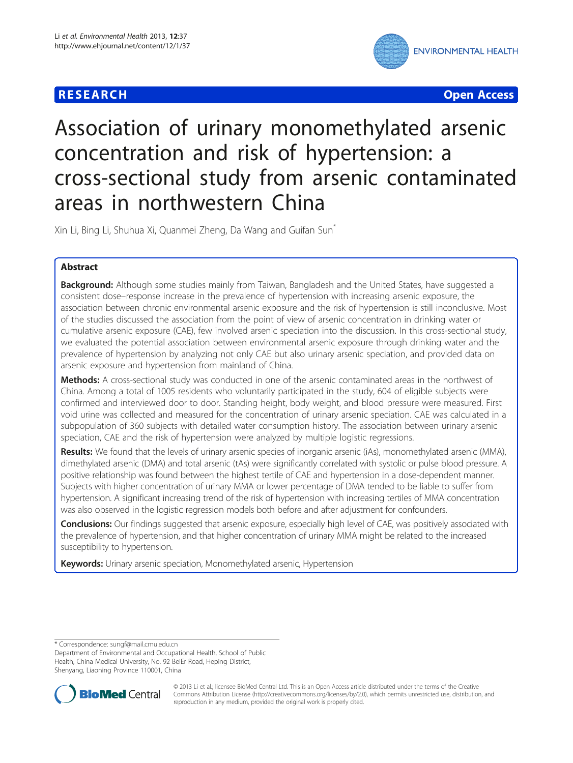RESEARCH Open Access

# Association of urinary monomethylated arsenic concentration and risk of hypertension: a cross-sectional study from arsenic contaminated areas in northwestern China

Xin Li, Bing Li, Shuhua Xi, Quanmei Zheng, Da Wang and Guifan Sun*

## Abstract

**Background:** Although some studies mainly from Taiwan, Bangladesh and the United States, have suggested a consistent dose–response increase in the prevalence of hypertension with increasing arsenic exposure, the association between chronic environmental arsenic exposure and the risk of hypertension is still inconclusive. Most of the studies discussed the association from the point of view of arsenic concentration in drinking water or cumulative arsenic exposure (CAE), few involved arsenic speciation into the discussion. In this cross-sectional study, we evaluated the potential association between environmental arsenic exposure through drinking water and the prevalence of hypertension by analyzing not only CAE but also urinary arsenic speciation, and provided data on arsenic exposure and hypertension from mainland of China.

**Methods:** A cross-sectional study was conducted in one of the arsenic contaminated areas in the northwest of China. Among a total of 1005 residents who voluntarily participated in the study, 604 of eligible subjects were confirmed and interviewed door to door. Standing height, body weight, and blood pressure were measured. First void urine was collected and measured for the concentration of urinary arsenic speciation. CAE was calculated in a subpopulation of 360 subjects with detailed water consumption history. The association between urinary arsenic speciation, CAE and the risk of hypertension were analyzed by multiple logistic regressions.

**Results:** We found that the levels of urinary arsenic species of inorganic arsenic (iAs), monomethylated arsenic (MMA), dimethylated arsenic (DMA) and total arsenic (tAs) were significantly correlated with systolic or pulse blood pressure. A positive relationship was found between the highest tertile of CAE and hypertension in a dose-dependent manner. Subjects with higher concentration of urinary MMA or lower percentage of DMA tended to be liable to suffer from hypertension. A significant increasing trend of the risk of hypertension with increasing tertiles of MMA concentration was also observed in the logistic regression models both before and after adjustment for confounders.

**Conclusions:** Our findings suggested that arsenic exposure, especially high level of CAE, was positively associated with the prevalence of hypertension, and that higher concentration of urinary MMA might be related to the increased susceptibility to hypertension.

**Keywords:** Urinary arsenic speciation, Monomethylated arsenic, Hypertension

---

* Correspondence: sungf@mail.cmu.edu.cn
Department of Environmental and Occupational Health, School of Public Health, China Medical University, No. 92 BeiEr Road, Heping District, Shenyang, Liaoning Province 110001, China

© 2013 Li et al.; licensee BioMed Central Ltd. This is an Open Access article distributed under the terms of the Creative Commons Attribution License (http://creativecommons.org/licenses/by/2.0), which permits unrestricted use, distribution, and reproduction in any medium, provided the original work is properly cited.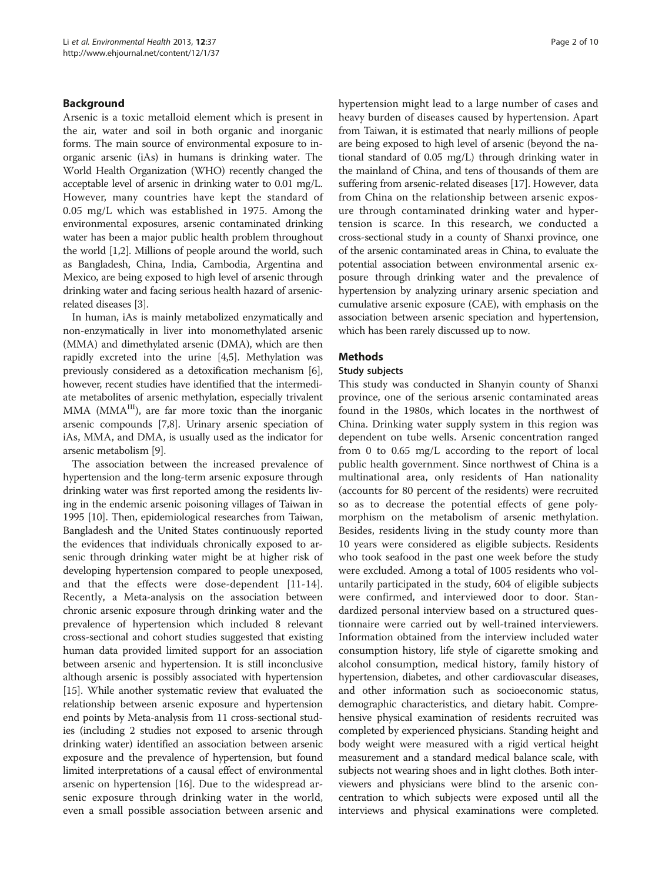## Background

Arsenic is a toxic metalloid element which is present in the air, water and soil in both organic and inorganic forms. The main source of environmental exposure to inorganic arsenic (iAs) in humans is drinking water. The World Health Organization (WHO) recently changed the acceptable level of arsenic in drinking water to 0.01 mg/L. However, many countries have kept the standard of 0.05 mg/L which was established in 1975. Among the environmental exposures, arsenic contaminated drinking water has been a major public health problem throughout the world [1,2]. Millions of people around the world, such as Bangladesh, China, India, Cambodia, Argentina and Mexico, are being exposed to high level of arsenic through drinking water and facing serious health hazard of arsenic-related diseases [3].

In human, iAs is mainly metabolized enzymatically and non-enzymatically in liver into monomethylated arsenic (MMA) and dimethylated arsenic (DMA), which are then rapidly excreted into the urine [4,5]. Methylation was previously considered as a detoxification mechanism [6], however, recent studies have identified that the intermediate metabolites of arsenic methylation, especially trivalent MMA ($MMA^{III}$), are far more toxic than the inorganic arsenic compounds [7,8]. Urinary arsenic speciation of iAs, MMA, and DMA, is usually used as the indicator for arsenic metabolism [9].

The association between the increased prevalence of hypertension and the long-term arsenic exposure through drinking water was first reported among the residents living in the endemic arsenic poisoning villages of Taiwan in 1995 [10]. Then, epidemiological researches from Taiwan, Bangladesh and the United States continuously reported the evidences that individuals chronically exposed to arsenic through drinking water might be at higher risk of developing hypertension compared to people unexposed, and that the effects were dose-dependent [11-14]. Recently, a Meta-analysis on the association between chronic arsenic exposure through drinking water and the prevalence of hypertension which included 8 relevant cross-sectional and cohort studies suggested that existing human data provided limited support for an association between arsenic and hypertension. It is still inconclusive although arsenic is possibly associated with hypertension [15]. While another systematic review that evaluated the relationship between arsenic exposure and hypertension end points by Meta-analysis from 11 cross-sectional studies (including 2 studies not exposed to arsenic through drinking water) identified an association between arsenic exposure and the prevalence of hypertension, but found limited interpretations of a causal effect of environmental arsenic on hypertension [16]. Due to the widespread arsenic exposure through drinking water in the world, even a small possible association between arsenic and hypertension might lead to a large number of cases and heavy burden of diseases caused by hypertension. Apart from Taiwan, it is estimated that nearly millions of people are being exposed to high level of arsenic (beyond the national standard of 0.05 mg/L) through drinking water in the mainland of China, and tens of thousands of them are suffering from arsenic-related diseases [17]. However, data from China on the relationship between arsenic exposure through contaminated drinking water and hypertension is scarce. In this research, we conducted a cross-sectional study in a county of Shanxi province, one of the arsenic contaminated areas in China, to evaluate the potential association between environmental arsenic exposure through drinking water and the prevalence of hypertension by analyzing urinary arsenic speciation and cumulative arsenic exposure (CAE), with emphasis on the association between arsenic speciation and hypertension, which has been rarely discussed up to now.

## Methods

### Study subjects

This study was conducted in Shanyin county of Shanxi province, one of the serious arsenic contaminated areas found in the 1980s, which locates in the northwest of China. Drinking water supply system in this region was dependent on tube wells. Arsenic concentration ranged from 0 to 0.65 mg/L according to the report of local public health government. Since northwest of China is a multinational area, only residents of Han nationality (accounts for 80 percent of the residents) were recruited so as to decrease the potential effects of gene polymorphism on the metabolism of arsenic methylation. Besides, residents living in the study county more than 10 years were considered as eligible subjects. Residents who took seafood in the past one week before the study were excluded. Among a total of 1005 residents who voluntarily participated in the study, 604 of eligible subjects were confirmed, and interviewed door to door. Standardized personal interview based on a structured questionnaire were carried out by well-trained interviewers. Information obtained from the interview included water consumption history, life style of cigarette smoking and alcohol consumption, medical history, family history of hypertension, diabetes, and other cardiovascular diseases, and other information such as socioeconomic status, demographic characteristics, and dietary habit. Comprehensive physical examination of residents recruited was completed by experienced physicians. Standing height and body weight were measured with a rigid vertical height measurement and a standard medical balance scale, with subjects not wearing shoes and in light clothes. Both interviewers and physicians were blind to the arsenic concentration to which subjects were exposed until all the interviews and physical examinations were completed.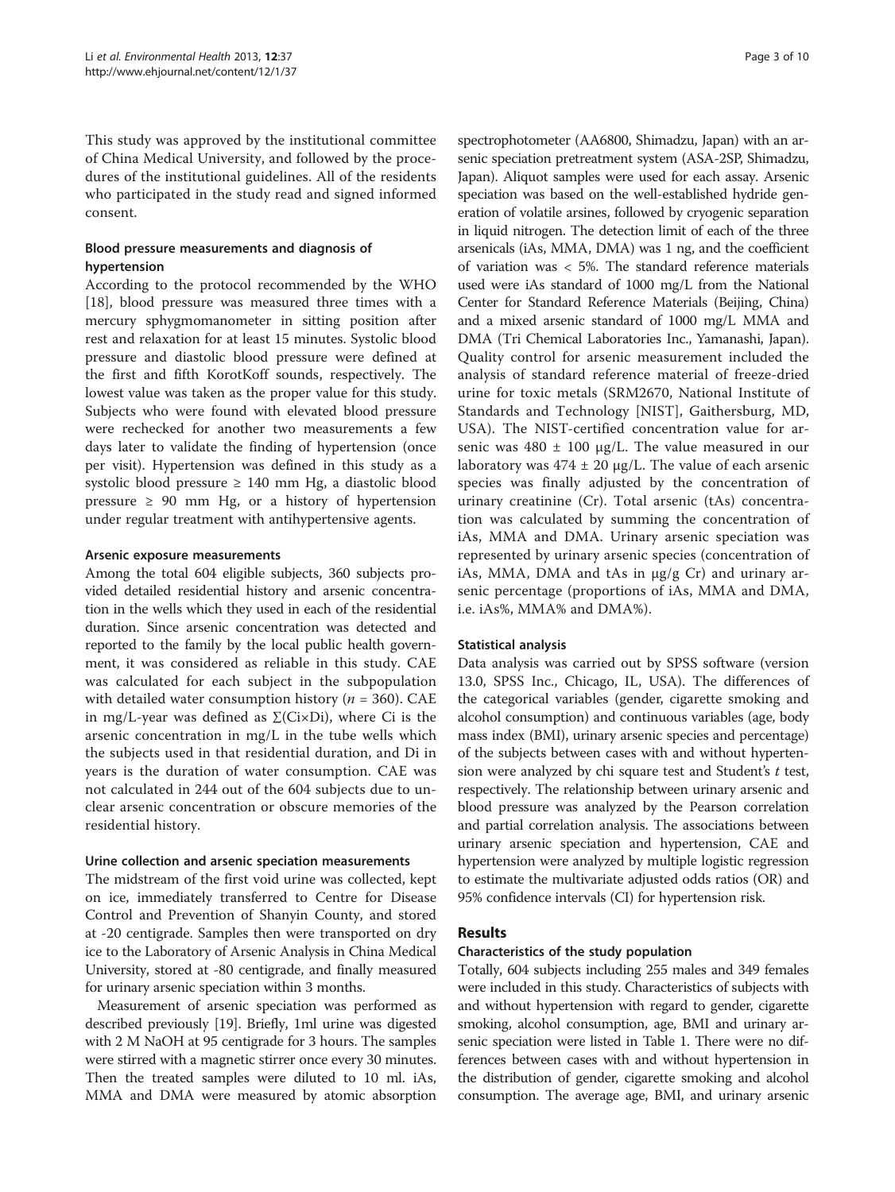This study was approved by the institutional committee of China Medical University, and followed by the procedures of the institutional guidelines. All of the residents who participated in the study read and signed informed consent.

#### Blood pressure measurements and diagnosis of hypertension

According to the protocol recommended by the WHO [18], blood pressure was measured three times with a mercury sphygmomanometer in sitting position after rest and relaxation for at least 15 minutes. Systolic blood pressure and diastolic blood pressure were defined at the first and fifth KorotKoff sounds, respectively. The lowest value was taken as the proper value for this study. Subjects who were found with elevated blood pressure were rechecked for another two measurements a few days later to validate the finding of hypertension (once per visit). Hypertension was defined in this study as a systolic blood pressure ≥ 140 mm Hg, a diastolic blood pressure ≥ 90 mm Hg, or a history of hypertension under regular treatment with antihypertensive agents.

#### Arsenic exposure measurements

Among the total 604 eligible subjects, 360 subjects provided detailed residential history and arsenic concentration in the wells which they used in each of the residential duration. Since arsenic concentration was detected and reported to the family by the local public health government, it was considered as reliable in this study. CAE was calculated for each subject in the subpopulation with detailed water consumption history ($n$ = 360). CAE in mg/L-year was defined as $\sum(C_i \times D_i)$, where Ci is the arsenic concentration in mg/L in the tube wells which the subjects used in that residential duration, and Di in years is the duration of water consumption. CAE was not calculated in 244 out of the 604 subjects due to unclear arsenic concentration or obscure memories of the residential history.

#### Urine collection and arsenic speciation measurements

The midstream of the first void urine was collected, kept on ice, immediately transferred to Centre for Disease Control and Prevention of Shanyin County, and stored at -20 centigrade. Samples then were transported on dry ice to the Laboratory of Arsenic Analysis in China Medical University, stored at -80 centigrade, and finally measured for urinary arsenic speciation within 3 months.

Measurement of arsenic speciation was performed as described previously [19]. Briefly, 1ml urine was digested with 2 M NaOH at 95 centigrade for 3 hours. The samples were stirred with a magnetic stirrer once every 30 minutes. Then the treated samples were diluted to 10 ml. iAs, MMA and DMA were measured by atomic absorption spectrophotometer (AA6800, Shimadzu, Japan) with an arsenic speciation pretreatment system (ASA-2SP, Shimadzu, Japan). Aliquot samples were used for each assay. Arsenic speciation was based on the well-established hydride generation of volatile arsines, followed by cryogenic separation in liquid nitrogen. The detection limit of each of the three arsenicals (iAs, MMA, DMA) was 1 ng, and the coefficient of variation was < 5%. The standard reference materials used were iAs standard of 1000 mg/L from the National Center for Standard Reference Materials (Beijing, China) and a mixed arsenic standard of 1000 mg/L MMA and DMA (Tri Chemical Laboratories Inc., Yamanashi, Japan). Quality control for arsenic measurement included the analysis of standard reference material of freeze-dried urine for toxic metals (SRM2670, National Institute of Standards and Technology [NIST], Gaithersburg, MD, USA). The NIST-certified concentration value for arsenic was 480 ± 100 μg/L. The value measured in our laboratory was 474 ± 20 μg/L. The value of each arsenic species was finally adjusted by the concentration of urinary creatinine (Cr). Total arsenic (tAs) concentration was calculated by summing the concentration of iAs, MMA and DMA. Urinary arsenic speciation was represented by urinary arsenic species (concentration of iAs, MMA, DMA and tAs in μg/g Cr) and urinary arsenic percentage (proportions of iAs, MMA and DMA, i.e. iAs%, MMA% and DMA%).

#### Statistical analysis

Data analysis was carried out by SPSS software (version 13.0, SPSS Inc., Chicago, IL, USA). The differences of the categorical variables (gender, cigarette smoking and alcohol consumption) and continuous variables (age, body mass index (BMI), urinary arsenic species and percentage) of the subjects between cases with and without hypertension were analyzed by chi square test and Student's $t$ test, respectively. The relationship between urinary arsenic and blood pressure was analyzed by the Pearson correlation and partial correlation analysis. The associations between urinary arsenic speciation and hypertension, CAE and hypertension were analyzed by multiple logistic regression to estimate the multivariate adjusted odds ratios (OR) and 95% confidence intervals (CI) for hypertension risk.

## Results

#### Characteristics of the study population

Totally, 604 subjects including 255 males and 349 females were included in this study. Characteristics of subjects with and without hypertension with regard to gender, cigarette smoking, alcohol consumption, age, BMI and urinary arsenic speciation were listed in Table 1. There were no differences between cases with and without hypertension in the distribution of gender, cigarette smoking and alcohol consumption. The average age, BMI, and urinary arsenic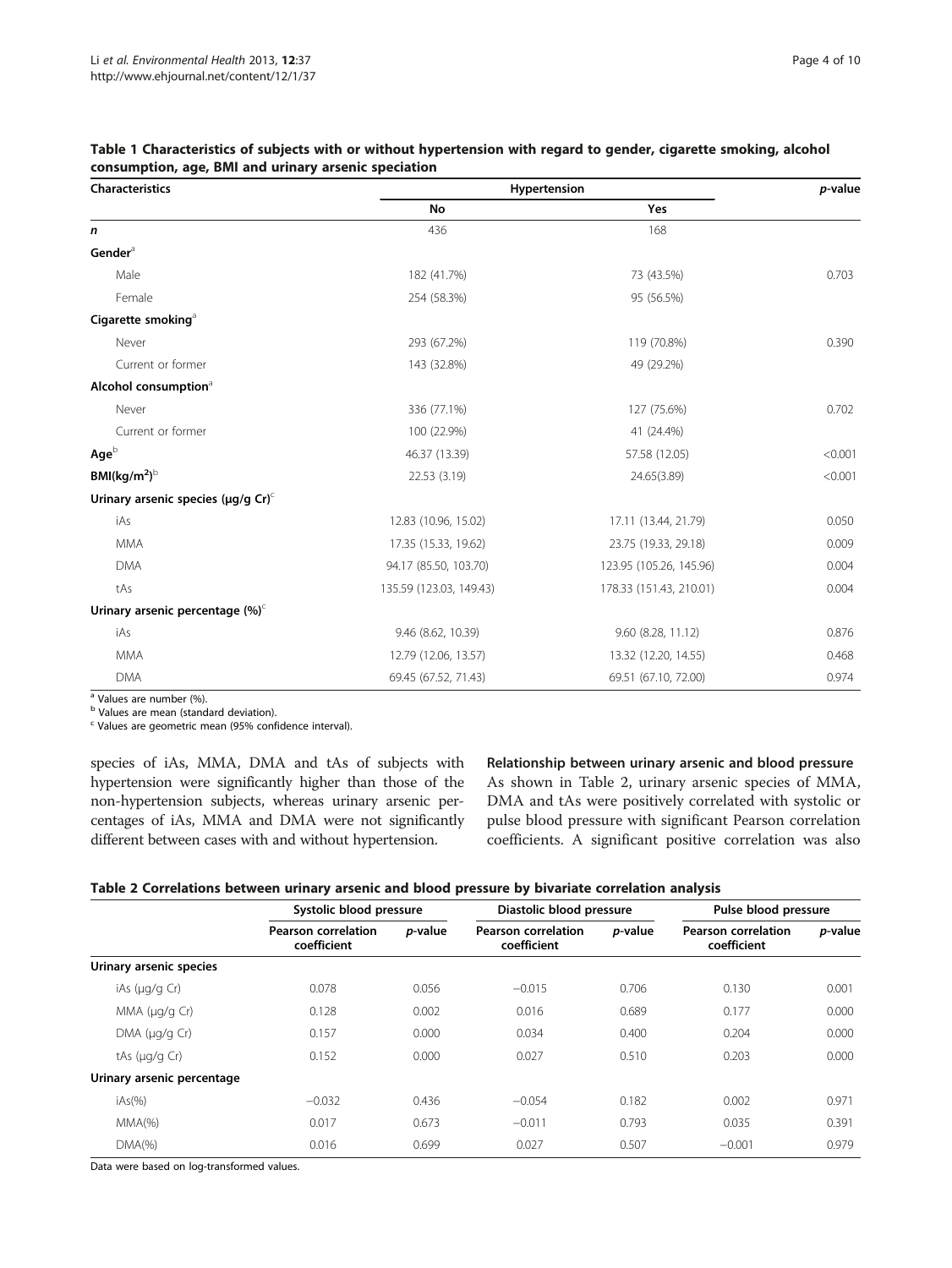**Table 1 Characteristics of subjects with or without hypertension with regard to gender, cigarette smoking, alcohol consumption, age, BMI and urinary arsenic speciation**

| Characteristics | Hypertension | | *p*-value |
|---|---|---|---|
| | No | Yes | |
| ***n*** | 436 | 168 | |
| **Gender**[a] | | | |
| Male | 182 (41.7%) | 73 (43.5%) | 0.703 |
| Female | 254 (58.3%) | 95 (56.5%) | |
| **Cigarette smoking**[a] | | | |
| Never | 293 (67.2%) | 119 (70.8%) | 0.390 |
| Current or former | 143 (32.8%) | 49 (29.2%) | |
| **Alcohol consumption**[a] | | | |
| Never | 336 (77.1%) | 127 (75.6%) | 0.702 |
| Current or former | 100 (22.9%) | 41 (24.4%) | |
| **Age**[b] | 46.37 (13.39) | 57.58 (12.05) | <0.001 |
| **BMI(kg/m$^2$)**[b] | 22.53 (3.19) | 24.65(3.89) | <0.001 |
| **Urinary arsenic species (μg/g Cr)**[c] | | | |
| iAs | 12.83 (10.96, 15.02) | 17.11 (13.44, 21.79) | 0.050 |
| MMA | 17.35 (15.33, 19.62) | 23.75 (19.33, 29.18) | 0.009 |
| DMA | 94.17 (85.50, 103.70) | 123.95 (105.26, 145.96) | 0.004 |
| tAs | 135.59 (123.03, 149.43) | 178.33 (151.43, 210.01) | 0.004 |
| **Urinary arsenic percentage (%)**[c] | | | |
| iAs | 9.46 (8.62, 10.39) | 9.60 (8.28, 11.12) | 0.876 |
| MMA | 12.79 (12.06, 13.57) | 13.32 (12.20, 14.55) | 0.468 |
| DMA | 69.45 (67.52, 71.43) | 69.51 (67.10, 72.00) | 0.974 |

[a] Values are number (%).
[b] Values are mean (standard deviation).
[c] Values are geometric mean (95% confidence interval).

species of iAs, MMA, DMA and tAs of subjects with hypertension were significantly higher than those of the non-hypertension subjects, whereas urinary arsenic percentages of iAs, MMA and DMA were not significantly different between cases with and without hypertension.

### Relationship between urinary arsenic and blood pressure

As shown in Table 2, urinary arsenic species of MMA, DMA and tAs were positively correlated with systolic or pulse blood pressure with significant Pearson correlation coefficients. A significant positive correlation was also

**Table 2 Correlations between urinary arsenic and blood pressure by bivariate correlation analysis**

| | Systolic blood pressure | | Diastolic blood pressure | | Pulse blood pressure | |
|---|---|---|---|---|---|---|
| | Pearson correlation coefficient | *p*-value | Pearson correlation coefficient | *p*-value | Pearson correlation coefficient | *p*-value |
| **Urinary arsenic species** | | | | | | |
| iAs (μg/g Cr) | 0.078 | 0.056 | −0.015 | 0.706 | 0.130 | 0.001 |
| MMA (μg/g Cr) | 0.128 | 0.002 | 0.016 | 0.689 | 0.177 | 0.000 |
| DMA (μg/g Cr) | 0.157 | 0.000 | 0.034 | 0.400 | 0.204 | 0.000 |
| tAs (μg/g Cr) | 0.152 | 0.000 | 0.027 | 0.510 | 0.203 | 0.000 |
| **Urinary arsenic percentage** | | | | | | |
| iAs(%) | −0.032 | 0.436 | −0.054 | 0.182 | 0.002 | 0.971 |
| MMA(%) | 0.017 | 0.673 | −0.011 | 0.793 | 0.035 | 0.391 |
| DMA(%) | 0.016 | 0.699 | 0.027 | 0.507 | −0.001 | 0.979 |

Data were based on log-transformed values.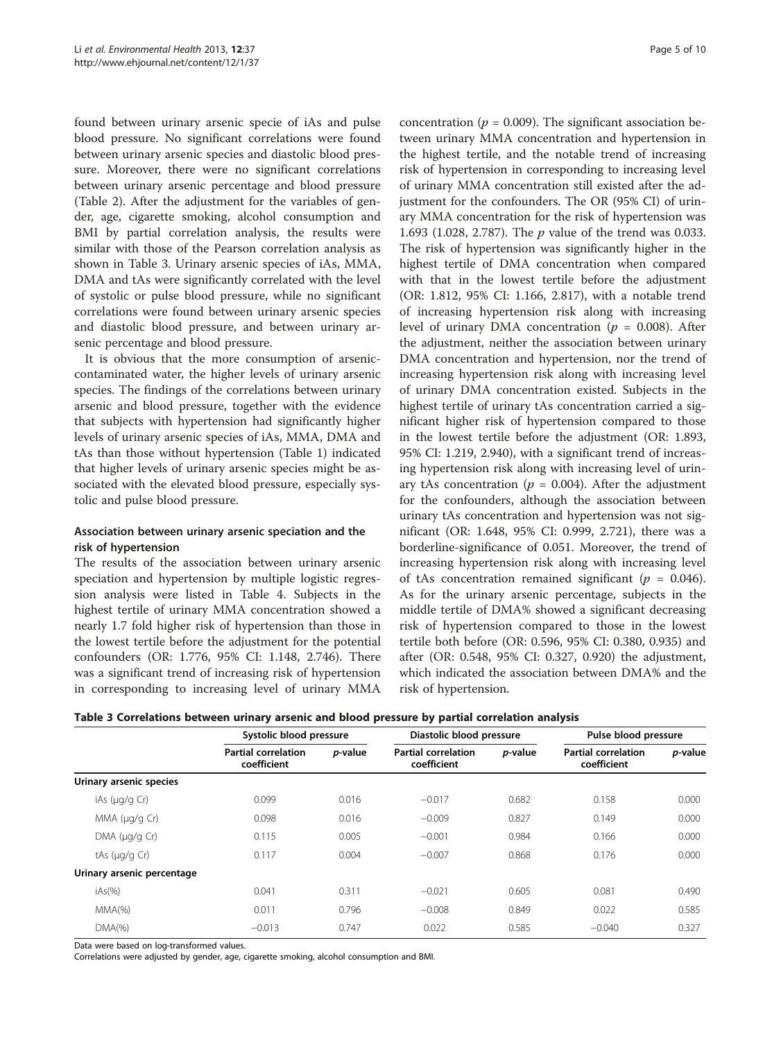found between urinary arsenic specie of iAs and pulse blood pressure. No significant correlations were found between urinary arsenic species and diastolic blood pressure. Moreover, there were no significant correlations between urinary arsenic percentage and blood pressure (Table 2). After the adjustment for the variables of gender, age, cigarette smoking, alcohol consumption and BMI by partial correlation analysis, the results were similar with those of the Pearson correlation analysis as shown in Table 3. Urinary arsenic species of iAs, MMA, DMA and tAs were significantly correlated with the level of systolic or pulse blood pressure, while no significant correlations were found between urinary arsenic species and diastolic blood pressure, and between urinary arsenic percentage and blood pressure.

It is obvious that the more consumption of arsenic-contaminated water, the higher levels of urinary arsenic species. The findings of the correlations between urinary arsenic and blood pressure, together with the evidence that subjects with hypertension had significantly higher levels of urinary arsenic species of iAs, MMA, DMA and tAs than those without hypertension (Table 1) indicated that higher levels of urinary arsenic species might be associated with the elevated blood pressure, especially systolic and pulse blood pressure.

### Association between urinary arsenic speciation and the risk of hypertension

The results of the association between urinary arsenic speciation and hypertension by multiple logistic regression analysis were listed in Table 4. Subjects in the highest tertile of urinary MMA concentration showed a nearly 1.7 fold higher risk of hypertension than those in the lowest tertile before the adjustment for the potential confounders (OR: 1.776, 95% CI: 1.148, 2.746). There was a significant trend of increasing risk of hypertension in corresponding to increasing level of urinary MMA concentration ($p$ = 0.009). The significant association between urinary MMA concentration and hypertension in the highest tertile, and the notable trend of increasing risk of hypertension in corresponding to increasing level of urinary MMA concentration still existed after the adjustment for the confounders. The OR (95% CI) of urinary MMA concentration for the risk of hypertension was 1.693 (1.028, 2.787). The $p$ value of the trend was 0.033. The risk of hypertension was significantly higher in the highest tertile of DMA concentration when compared with that in the lowest tertile before the adjustment (OR: 1.812, 95% CI: 1.166, 2.817), with a notable trend of increasing hypertension risk along with increasing level of urinary DMA concentration ($p$ = 0.008). After the adjustment, neither the association between urinary DMA concentration and hypertension, nor the trend of increasing hypertension risk along with increasing level of urinary DMA concentration existed. Subjects in the highest tertile of urinary tAs concentration carried a significant higher risk of hypertension compared to those in the lowest tertile before the adjustment (OR: 1.893, 95% CI: 1.219, 2.940), with a significant trend of increasing hypertension risk along with increasing level of urinary tAs concentration ($p$ = 0.004). After the adjustment for the confounders, although the association between urinary tAs concentration and hypertension was not significant (OR: 1.648, 95% CI: 0.999, 2.721), there was a borderline-significance of 0.051. Moreover, the trend of increasing hypertension risk along with increasing level of tAs concentration remained significant ($p$ = 0.046). As for the urinary arsenic percentage, subjects in the middle tertile of DMA% showed a significant decreasing risk of hypertension compared to those in the lowest tertile both before (OR: 0.596, 95% CI: 0.380, 0.935) and after (OR: 0.548, 95% CI: 0.327, 0.920) the adjustment, which indicated the association between DMA% and the risk of hypertension.

**Table 3 Correlations between urinary arsenic and blood pressure by partial correlation analysis**

| | Systolic blood pressure | | Diastolic blood pressure | | Pulse blood pressure | |
|---|---|---|---|---|---|---|
| | Partial correlation coefficient | *p*-value | Partial correlation coefficient | *p*-value | Partial correlation coefficient | *p*-value |
| **Urinary arsenic species** | | | | | | |
| iAs (μg/g Cr) | 0.099 | 0.016 | −0.017 | 0.682 | 0.158 | 0.000 |
| MMA (μg/g Cr) | 0.098 | 0.016 | −0.009 | 0.827 | 0.149 | 0.000 |
| DMA (μg/g Cr) | 0.115 | 0.005 | −0.001 | 0.984 | 0.166 | 0.000 |
| tAs (μg/g Cr) | 0.117 | 0.004 | −0.007 | 0.868 | 0.176 | 0.000 |
| **Urinary arsenic percentage** | | | | | | |
| iAs(%) | 0.041 | 0.311 | −0.021 | 0.605 | 0.081 | 0.490 |
| MMA(%) | 0.011 | 0.796 | −0.008 | 0.849 | 0.022 | 0.585 |
| DMA(%) | −0.013 | 0.747 | 0.022 | 0.585 | −0.040 | 0.327 |

Data were based on log-transformed values.
Correlations were adjusted by gender, age, cigarette smoking, alcohol consumption and BMI.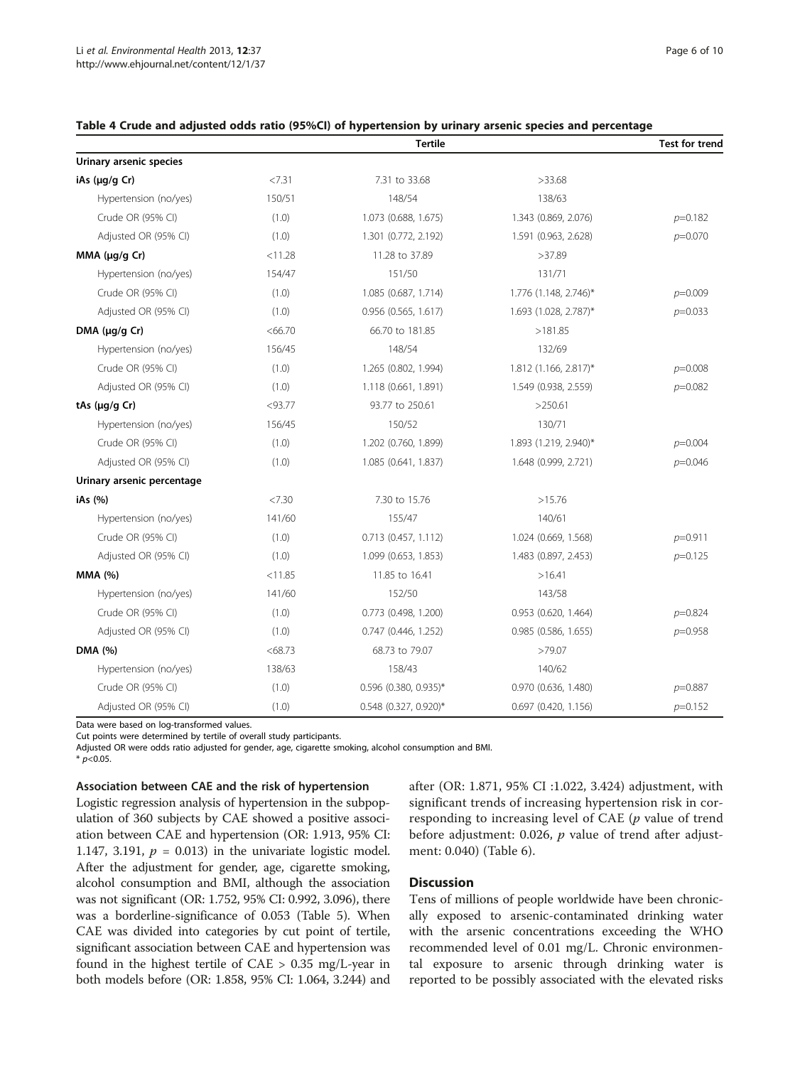**Table 4 Crude and adjusted odds ratio (95%CI) of hypertension by urinary arsenic species and percentage**

| | Tertile | | | Test for trend |
|---|---|---|---|---|
| **Urinary arsenic species** | | | | |
| **iAs (μg/g Cr)** | <7.31 | 7.31 to 33.68 | >33.68 | |
| Hypertension (no/yes) | 150/51 | 148/54 | 138/63 | |
| Crude OR (95% CI) | (1.0) | 1.073 (0.688, 1.675) | 1.343 (0.869, 2.076) | $p$=0.182 |
| Adjusted OR (95% CI) | (1.0) | 1.301 (0.772, 2.192) | 1.591 (0.963, 2.628) | $p$=0.070 |
| **MMA (μg/g Cr)** | <11.28 | 11.28 to 37.89 | >37.89 | |
| Hypertension (no/yes) | 154/47 | 151/50 | 131/71 | |
| Crude OR (95% CI) | (1.0) | 1.085 (0.687, 1.714) | 1.776 (1.148, 2.746)* | $p$=0.009 |
| Adjusted OR (95% CI) | (1.0) | 0.956 (0.565, 1.617) | 1.693 (1.028, 2.787)* | $p$=0.033 |
| **DMA (μg/g Cr)** | <66.70 | 66.70 to 181.85 | >181.85 | |
| Hypertension (no/yes) | 156/45 | 148/54 | 132/69 | |
| Crude OR (95% CI) | (1.0) | 1.265 (0.802, 1.994) | 1.812 (1.166, 2.817)* | $p$=0.008 |
| Adjusted OR (95% CI) | (1.0) | 1.118 (0.661, 1.891) | 1.549 (0.938, 2.559) | $p$=0.082 |
| **tAs (μg/g Cr)** | <93.77 | 93.77 to 250.61 | >250.61 | |
| Hypertension (no/yes) | 156/45 | 150/52 | 130/71 | |
| Crude OR (95% CI) | (1.0) | 1.202 (0.760, 1.899) | 1.893 (1.219, 2.940)* | $p$=0.004 |
| Adjusted OR (95% CI) | (1.0) | 1.085 (0.641, 1.837) | 1.648 (0.999, 2.721) | $p$=0.046 |
| **Urinary arsenic percentage** | | | | |
| **iAs (%)** | <7.30 | 7.30 to 15.76 | >15.76 | |
| Hypertension (no/yes) | 141/60 | 155/47 | 140/61 | |
| Crude OR (95% CI) | (1.0) | 0.713 (0.457, 1.112) | 1.024 (0.669, 1.568) | $p$=0.911 |
| Adjusted OR (95% CI) | (1.0) | 1.099 (0.653, 1.853) | 1.483 (0.897, 2.453) | $p$=0.125 |
| **MMA (%)** | <11.85 | 11.85 to 16.41 | >16.41 | |
| Hypertension (no/yes) | 141/60 | 152/50 | 143/58 | |
| Crude OR (95% CI) | (1.0) | 0.773 (0.498, 1.200) | 0.953 (0.620, 1.464) | $p$=0.824 |
| Adjusted OR (95% CI) | (1.0) | 0.747 (0.446, 1.252) | 0.985 (0.586, 1.655) | $p$=0.958 |
| **DMA (%)** | <68.73 | 68.73 to 79.07 | >79.07 | |
| Hypertension (no/yes) | 138/63 | 158/43 | 140/62 | |
| Crude OR (95% CI) | (1.0) | 0.596 (0.380, 0.935)* | 0.970 (0.636, 1.480) | $p$=0.887 |
| Adjusted OR (95% CI) | (1.0) | 0.548 (0.327, 0.920)* | 0.697 (0.420, 1.156) | $p$=0.152 |

Data were based on log-transformed values.
Cut points were determined by tertile of overall study participants.
Adjusted OR were odds ratio adjusted for gender, age, cigarette smoking, alcohol consumption and BMI.
* $p$<0.05.

### Association between CAE and the risk of hypertension

Logistic regression analysis of hypertension in the subpopulation of 360 subjects by CAE showed a positive association between CAE and hypertension (OR: 1.913, 95% CI: 1.147, 3.191, $p$ = 0.013) in the univariate logistic model. After the adjustment for gender, age, cigarette smoking, alcohol consumption and BMI, although the association was not significant (OR: 1.752, 95% CI: 0.992, 3.096), there was a borderline-significance of 0.053 (Table 5). When CAE was divided into categories by cut point of tertile, significant association between CAE and hypertension was found in the highest tertile of CAE > 0.35 mg/L-year in both models before (OR: 1.858, 95% CI: 1.064, 3.244) and after (OR: 1.871, 95% CI :1.022, 3.424) adjustment, with significant trends of increasing hypertension risk in corresponding to increasing level of CAE ($p$ value of trend before adjustment: 0.026, $p$ value of trend after adjustment: 0.040) (Table 6).

## Discussion

Tens of millions of people worldwide have been chronically exposed to arsenic-contaminated drinking water with the arsenic concentrations exceeding the WHO recommended level of 0.01 mg/L. Chronic environmental exposure to arsenic through drinking water is reported to be possibly associated with the elevated risks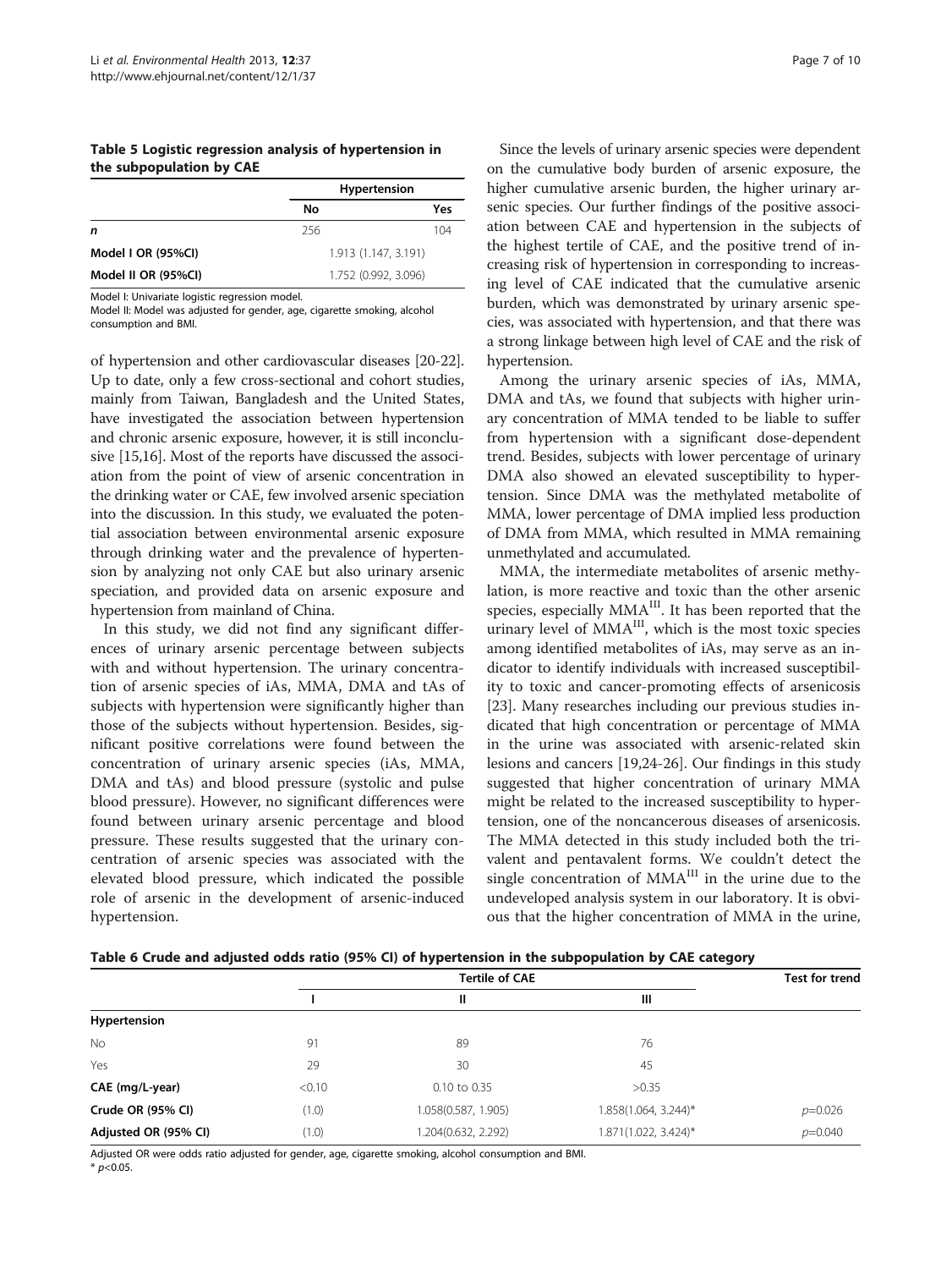**Table 5 Logistic regression analysis of hypertension in the subpopulation by CAE**

| | Hypertension | |
|---|---|---|
| | No | Yes |
| ***n*** | 256 | 104 |
| **Model I OR (95%CI)** | 1.913 (1.147, 3.191) | |
| **Model II OR (95%CI)** | 1.752 (0.992, 3.096) | |

Model I: Univariate logistic regression model.
Model II: Model was adjusted for gender, age, cigarette smoking, alcohol consumption and BMI.

of hypertension and other cardiovascular diseases [20-22]. Up to date, only a few cross-sectional and cohort studies, mainly from Taiwan, Bangladesh and the United States, have investigated the association between hypertension and chronic arsenic exposure, however, it is still inconclusive [15,16]. Most of the reports have discussed the association from the point of view of arsenic concentration in the drinking water or CAE, few involved arsenic speciation into the discussion. In this study, we evaluated the potential association between environmental arsenic exposure through drinking water and the prevalence of hypertension by analyzing not only CAE but also urinary arsenic speciation, and provided data on arsenic exposure and hypertension from mainland of China.

In this study, we did not find any significant differences of urinary arsenic percentage between subjects with and without hypertension. The urinary concentration of arsenic species of iAs, MMA, DMA and tAs of subjects with hypertension were significantly higher than those of the subjects without hypertension. Besides, significant positive correlations were found between the concentration of urinary arsenic species (iAs, MMA, DMA and tAs) and blood pressure (systolic and pulse blood pressure). However, no significant differences were found between urinary arsenic percentage and blood pressure. These results suggested that the urinary concentration of arsenic species was associated with the elevated blood pressure, which indicated the possible role of arsenic in the development of arsenic-induced hypertension.

Since the levels of urinary arsenic species were dependent on the cumulative body burden of arsenic exposure, the higher cumulative arsenic burden, the higher urinary arsenic species. Our further findings of the positive association between CAE and hypertension in the subjects of the highest tertile of CAE, and the positive trend of increasing risk of hypertension in corresponding to increasing level of CAE indicated that the cumulative arsenic burden, which was demonstrated by urinary arsenic species, was associated with hypertension, and that there was a strong linkage between high level of CAE and the risk of hypertension.

Among the urinary arsenic species of iAs, MMA, DMA and tAs, we found that subjects with higher urinary concentration of MMA tended to be liable to suffer from hypertension with a significant dose-dependent trend. Besides, subjects with lower percentage of urinary DMA also showed an elevated susceptibility to hypertension. Since DMA was the methylated metabolite of MMA, lower percentage of DMA implied less production of DMA from MMA, which resulted in MMA remaining unmethylated and accumulated.

MMA, the intermediate metabolites of arsenic methylation, is more reactive and toxic than the other arsenic species, especially $MMA^{III}$. It has been reported that the urinary level of $MMA^{III}$, which is the most toxic species among identified metabolites of iAs, may serve as an indicator to identify individuals with increased susceptibility to toxic and cancer-promoting effects of arsenicosis [23]. Many researches including our previous studies indicated that high concentration or percentage of MMA in the urine was associated with arsenic-related skin lesions and cancers [19,24-26]. Our findings in this study suggested that higher concentration of urinary MMA might be related to the increased susceptibility to hypertension, one of the noncancerous diseases of arsenicosis. The MMA detected in this study included both the trivalent and pentavalent forms. We couldn't detect the single concentration of $MMA^{III}$ in the urine due to the undeveloped analysis system in our laboratory. It is obvious that the higher concentration of MMA in the urine,

**Table 6 Crude and adjusted odds ratio (95% CI) of hypertension in the subpopulation by CAE category**

| | Tertile of CAE | | | Test for trend |
|---|---|---|---|---|
| | I | II | III | |
| **Hypertension** | | | | |
| No | 91 | 89 | 76 | |
| Yes | 29 | 30 | 45 | |
| **CAE (mg/L-year)** | <0.10 | 0.10 to 0.35 | >0.35 | |
| **Crude OR (95% CI)** | (1.0) | 1.058(0.587, 1.905) | 1.858(1.064, 3.244)* | $p$=0.026 |
| **Adjusted OR (95% CI)** | (1.0) | 1.204(0.632, 2.292) | 1.871(1.022, 3.424)* | $p$=0.040 |

Adjusted OR were odds ratio adjusted for gender, age, cigarette smoking, alcohol consumption and BMI.
* $p<0.05$.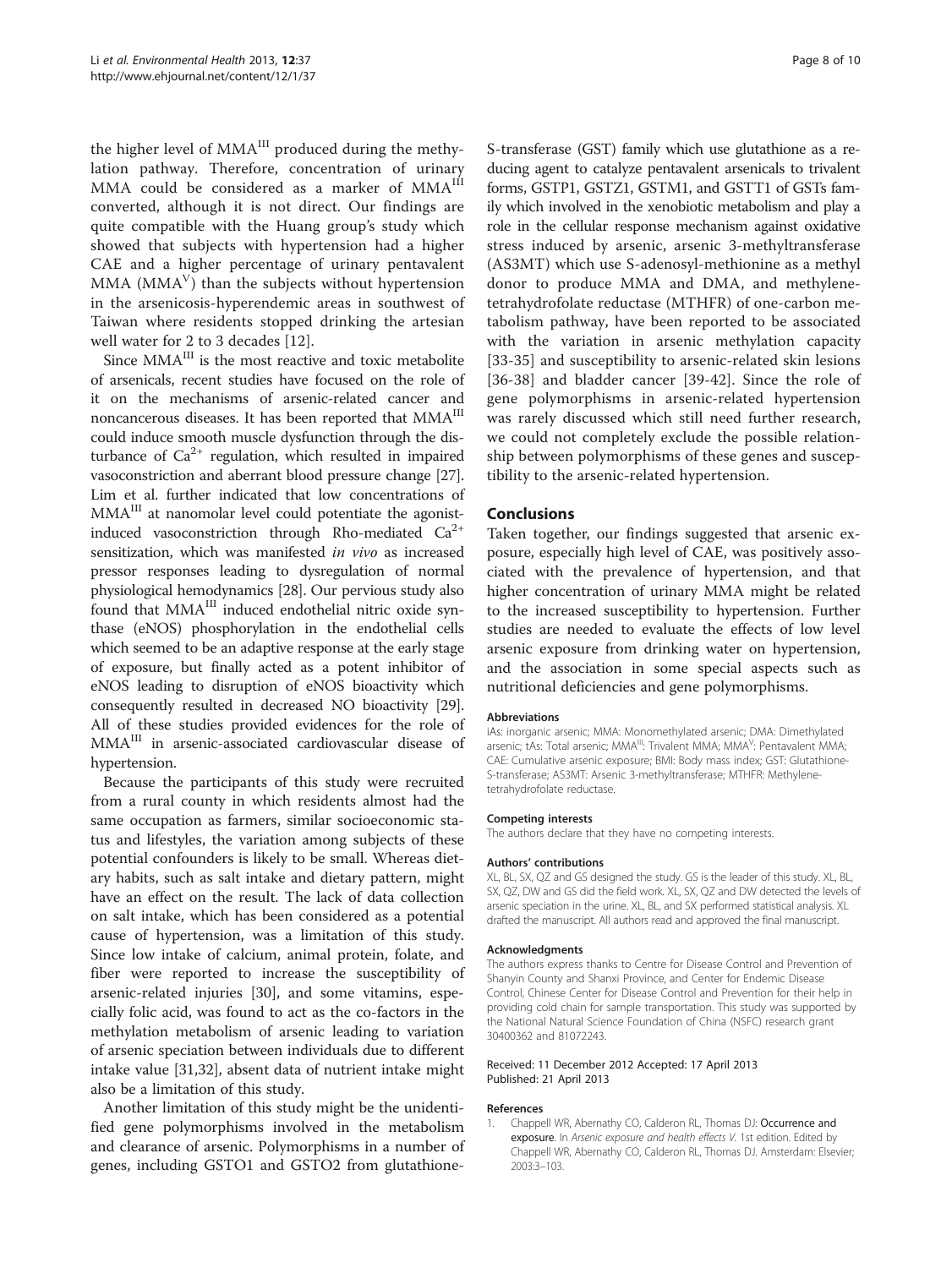the higher level of $MMA^{III}$ produced during the methylation pathway. Therefore, concentration of urinary MMA could be considered as a marker of $MMA^{III}$ converted, although it is not direct. Our findings are quite compatible with the Huang group's study which showed that subjects with hypertension had a higher CAE and a higher percentage of urinary pentavalent MMA ($MMA^{V}$) than the subjects without hypertension in the arsenicosis-hyperendemic areas in southwest of Taiwan where residents stopped drinking the artesian well water for 2 to 3 decades [12].

Since $MMA^{III}$ is the most reactive and toxic metabolite of arsenicals, recent studies have focused on the role of it on the mechanisms of arsenic-related cancer and noncancerous diseases. It has been reported that $MMA^{III}$ could induce smooth muscle dysfunction through the disturbance of $Ca^{2+}$ regulation, which resulted in impaired vasoconstriction and aberrant blood pressure change [27]. Lim et al. further indicated that low concentrations of $MMA^{III}$ at nanomolar level could potentiate the agonist-induced vasoconstriction through Rho-mediated $Ca^{2+}$ sensitization, which was manifested *in vivo* as increased pressor responses leading to dysregulation of normal physiological hemodynamics [28]. Our pervious study also found that $MMA^{III}$ induced endothelial nitric oxide synthase (eNOS) phosphorylation in the endothelial cells which seemed to be an adaptive response at the early stage of exposure, but finally acted as a potent inhibitor of eNOS leading to disruption of eNOS bioactivity which consequently resulted in decreased NO bioactivity [29]. All of these studies provided evidences for the role of $MMA^{III}$ in arsenic-associated cardiovascular disease of hypertension.

Because the participants of this study were recruited from a rural county in which residents almost had the same occupation as farmers, similar socioeconomic status and lifestyles, the variation among subjects of these potential confounders is likely to be small. Whereas dietary habits, such as salt intake and dietary pattern, might have an effect on the result. The lack of data collection on salt intake, which has been considered as a potential cause of hypertension, was a limitation of this study. Since low intake of calcium, animal protein, folate, and fiber were reported to increase the susceptibility of arsenic-related injuries [30], and some vitamins, especially folic acid, was found to act as the co-factors in the methylation metabolism of arsenic leading to variation of arsenic speciation between individuals due to different intake value [31,32], absent data of nutrient intake might also be a limitation of this study.

Another limitation of this study might be the unidentified gene polymorphisms involved in the metabolism and clearance of arsenic. Polymorphisms in a number of genes, including GSTO1 and GSTO2 from glutathione-S-transferase (GST) family which use glutathione as a reducing agent to catalyze pentavalent arsenicals to trivalent forms, GSTP1, GSTZ1, GSTM1, and GSTT1 of GSTs family which involved in the xenobiotic metabolism and play a role in the cellular response mechanism against oxidative stress induced by arsenic, arsenic 3-methyltransferase (AS3MT) which use S-adenosyl-methionine as a methyl donor to produce MMA and DMA, and methylenetetrahydrofolate reductase (MTHFR) of one-carbon metabolism pathway, have been reported to be associated with the variation in arsenic methylation capacity [33-35] and susceptibility to arsenic-related skin lesions [36-38] and bladder cancer [39-42]. Since the role of gene polymorphisms in arsenic-related hypertension was rarely discussed which still need further research, we could not completely exclude the possible relationship between polymorphisms of these genes and susceptibility to the arsenic-related hypertension.

## Conclusions

Taken together, our findings suggested that arsenic exposure, especially high level of CAE, was positively associated with the prevalence of hypertension, and that higher concentration of urinary MMA might be related to the increased susceptibility to hypertension. Further studies are needed to evaluate the effects of low level arsenic exposure from drinking water on hypertension, and the association in some special aspects such as nutritional deficiencies and gene polymorphisms.

#### Abbreviations

iAs: inorganic arsenic; MMA: Monomethylated arsenic; DMA: Dimethylated arsenic; tAs: Total arsenic; $MMA^{III}$: Trivalent MMA; $MMA^{V}$: Pentavalent MMA; CAE: Cumulative arsenic exposure; BMI: Body mass index; GST: Glutathione-S-transferase; AS3MT: Arsenic 3-methyltransferase; MTHFR: Methylene-tetrahydrofolate reductase.

#### Competing interests

The authors declare that they have no competing interests.

#### Authors' contributions

XL, BL, SX, QZ and GS designed the study. GS is the leader of this study. XL, BL, SX, QZ, DW and GS did the field work. XL, SX, QZ and DW detected the levels of arsenic speciation in the urine. XL, BL, and SX performed statistical analysis. XL drafted the manuscript. All authors read and approved the final manuscript.

#### Acknowledgments

The authors express thanks to Centre for Disease Control and Prevention of Shanyin County and Shanxi Province, and Center for Endemic Disease Control, Chinese Center for Disease Control and Prevention for their help in providing cold chain for sample transportation. This study was supported by the National Natural Science Foundation of China (NSFC) research grant 30400362 and 81072243.

Received: 11 December 2012 Accepted: 17 April 2013
Published: 21 April 2013

#### References

1. Chappell WR, Abernathy CO, Calderon RL, Thomas DJ: **Occurrence and exposure.** In *Arsenic exposure and health effects V.* 1st edition. Edited by Chappell WR, Abernathy CO, Calderon RL, Thomas DJ. Amsterdam: Elsevier; 2003:3–103.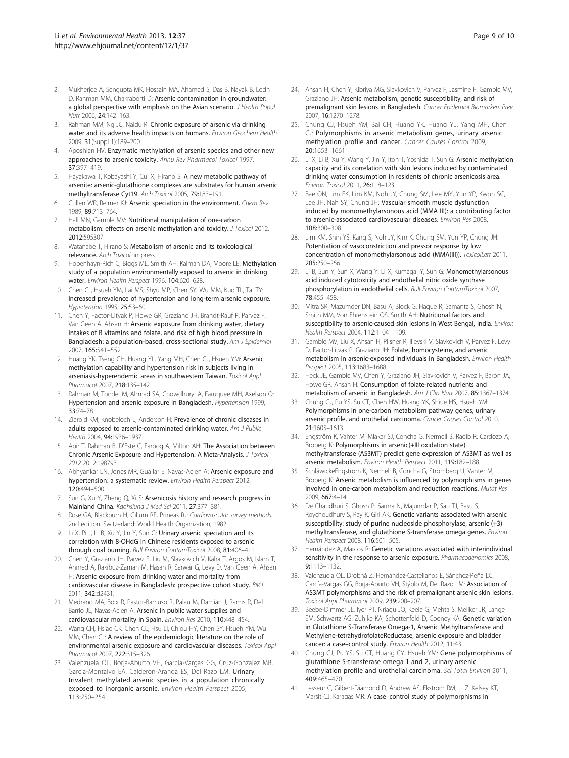2. Mukherjee A, Sengupta MK, Hossain MA, Ahamed S, Das B, Nayak B, Lodh D, Rahman MM, Chakraborti D: **Arsenic contamination in groundwater: a global perspective with emphasis on the Asian scenario.** *J Health Popul Nutr* 2006, **24**:142–163.
3. Rahman MM, Ng JC, Naidu R: **Chronic exposure of arsenic via drinking water and its adverse health impacts on humans.** *Environ Geochem Health* 2009, **31**(Suppl 1):189–200.
4. Aposhian HV: **Enzymatic methylation of arsenic species and other new approaches to arsenic toxicity.** *Annu Rev Pharmacol Toxicol* 1997, **37**:397–419.
5. Hayakawa T, Kobayashi Y, Cui X, Hirano S: **A new metabolic pathway of arsenite: arsenic-glutathione complexes are substrates for human arsenic methyltransferase Cyt19.** *Arch Toxicol* 2005, **79**:183–191.
6. Cullen WR, Reimer KJ: **Arsenic speciation in the environment.** *Chem Rev* 1989, **89**:713–764.
7. Hall MN, Gamble MV: **Nutritional manipulation of one-carbon metabolism: effects on arsenic methylation and toxicity.** *J Toxicol* 2012, **2012**:595307.
8. Watanabe T, Hirano S: **Metabolism of arsenic and its toxicological relevance.** *Arch Toxicol*. in press.
9. Hopenhayn-Rich C, Biggs ML, Smith AH, Kalman DA, Moore LE: **Methylation study of a population environmentally exposed to arsenic in drinking water.** *Environ Health Perspect* 1996, **104**:620–628.
10. Chen CJ, Hsueh YM, Lai MS, Shyu MP, Chen SY, Wu MM, Kuo TL, Tai TY: **Increased prevalence of hypertension and long-term arsenic exposure.** *Hypertension* 1995, **25**:53–60.
11. Chen Y, Factor-Litvak P, Howe GR, Graziano JH, Brandt-Rauf P, Parvez F, Van Geen A, Ahsan H: **Arsenic exposure from drinking water, dietary intakes of B vitamins and folate, and risk of high blood pressure in Bangladesh: a population-based, cross-sectional study.** *Am J Epidemiol* 2007, **165**:541–552.
12. Huang YK, Tseng CH, Huang YL, Yang MH, Chen CJ, Hsueh YM: **Arsenic methylation capability and hypertension risk in subjects living in arseniasis-hyperendemic areas in southwestern Taiwan.** *Toxicol Appl Pharmacol* 2007, **218**:135–142.
13. Rahman M, Tondel M, Ahmad SA, Chowdhury IA, Faruquee MH, Axelson O: **Hypertension and arsenic exposure in Bangladesh.** *Hypertension* 1999, **33**:74–78.
14. Zierold KM, Knobeloch L, Anderson H: **Prevalence of chronic diseases in adults exposed to arsenic-contaminated drinking water.** *Am J Public Health* 2004, **94**:1936–1937.
15. Abir T, Rahman B, D'Este C, Farooq A, Milton AH: **The Association between Chronic Arsenic Exposure and Hypertension: A Meta-Analysis.** *J Toxicol 2012* 2012:198793.
16. Abhyankar LN, Jones MR, Guallar E, Navas-Acien A: **Arsenic exposure and hypertension: a systematic review.** *Environ Health Perspect* 2012, **120**:494–500.
17. Sun G, Xu Y, Zheng Q, Xi S: **Arsenicosis history and research progress in Mainland China.** *Kaohsiung J Med Sci* 2011, **27**:377–381.
18. Rose GA, Blackburn H, Gillum RF, Prineas RJ: *Cardiovascular survey methods.* 2nd edition. Switzerland: World Health Organization; 1982.
19. Li X, Pi J, Li B, Xu Y, Jin Y, Sun G: **Urinary arsenic speciation and its correlation with 8-OHdG in Chinese residents exposed to arsenic through coal burning.** *Bull Environ ContamToxicol* 2008, **81**:406–411.
20. Chen Y, Graziano JH, Parvez F, Liu M, Slavkovich V, Kalra T, Argos M, Islam T, Ahmed A, Rakibuz-Zaman M, Hasan R, Sarwar G, Levy D, Van Geen A, Ahsan H: **Arsenic exposure from drinking water and mortality from cardiovascular disease in Bangladesh: prospective cohort study.** *BMJ* 2011, **342**:d2431.
21. Medrano MA, Boix R, Pastor-Barriuso R, Palau M, Damián J, Ramis R, Del Barrio JL, Navas-Acien A: **Arsenic in public water supplies and cardiovascular mortality in Spain.** *Environ Res* 2010, **110**:448–454.
22. Wang CH, Hsiao CK, Chen CL, Hsu LI, Chiou HY, Chen SY, Hsueh YM, Wu MM, Chen CJ: **A review of the epidemiologic literature on the role of environmental arsenic exposure and cardiovascular diseases.** *Toxicol Appl Pharmacol* 2007, **222**:315–326.
23. Valenzuela OL, Borja-Aburto VH, Garcia-Vargas GG, Cruz-Gonzalez MB, Garcia-Montalvo EA, Calderon-Aranda ES, Del Razo LM: **Urinary trivalent methylated arsenic species in a population chronically exposed to inorganic arsenic.** *Environ Health Perspect* 2005, **113**:250–254.
24. Ahsan H, Chen Y, Kibriya MG, Slavkovich V, Parvez F, Jasmine F, Gamble MV, Graziano JH: **Arsenic metabolism, genetic susceptibility, and risk of premalignant skin lesions in Bangladesh.** *Cancer Epidemiol Biomarkers Prev* 2007, **16**:1270–1278.
25. Chung CJ, Hsueh YM, Bai CH, Huang YK, Huang YL, Yang MH, Chen CJ: **Polymorphisms in arsenic metabolism genes, urinary arsenic methylation profile and cancer.** *Cancer Causes Control* 2009, **20**:1653–1661.
26. Li X, Li B, Xu Y, Wang Y, Jin Y, Itoh T, Yoshida T, Sun G: **Arsenic methylation capacity and its correlation with skin lesions induced by contaminated drinking water consumption in residents of chronic arsenicosis area.** *Environ Toxicol* 2011, **26**:118–123.
27. Bae ON, Lim EK, Lim KM, Noh JY, Chung SM, Lee MY, Yun YP, Kwon SC, Lee JH, Nah SY, Chung JH: **Vascular smooth muscle dysfunction induced by monomethylarsonous acid (MMA III): a contributing factor to arsenic-associated cardiovascular diseases.** *Environ Res* 2008, **108**:300–308.
28. Lim KM, Shin YS, Kang S, Noh JY, Kim K, Chung SM, Yun YP, Chung JH: **Potentiation of vasoconstriction and pressor response by low concentration of monomethylarsonous acid (MMA(III)).** *ToxicolLett* 2011, **205**:250–256.
29. Li B, Sun Y, Sun X, Wang Y, Li X, Kumagai Y, Sun G: **Monomethylarsonous acid induced cytotoxicity and endothelial nitric oxide synthase phosphorylation in endothelial cells.** *Bull Environ ContamToxicol* 2007, **78**:455–458.
30. Mitra SR, Mazumder DN, Basu A, Block G, Haque R, Samanta S, Ghosh N, Smith MM, Von Ehrenstein OS, Smith AH: **Nutritional factors and susceptibility to arsenic-caused skin lesions in West Bengal, India.** *Environ Health Perspect* 2004, **112**:1104–1109.
31. Gamble MV, Liu X, Ahsan H, Pilsner R, Ilievski V, Slavkovich V, Parvez F, Levy D, Factor-Litvak P, Graziano JH: **Folate, homocysteine, and arsenic metabolism in arsenic-exposed individuals in Bangladesh.** *Environ Health Perspect* 2005, **113**:1683–1688.
32. Heck JE, Gamble MV, Chen Y, Graziano JH, Slavkovich V, Parvez F, Baron JA, Howe GR, Ahsan H: **Consumption of folate-related nutrients and metabolism of arsenic in Bangladesh.** *Am J Clin Nutr* 2007, **85**:1367–1374.
33. Chung CJ, Pu YS, Su CT, Chen HW, Huang YK, Shiue HS, Hsueh YM: **Polymorphisms in one-carbon metabolism pathway genes, urinary arsenic profile, and urothelial carcinoma.** *Cancer Causes Control* 2010, **21**:1605–1613.
34. Engström K, Vahter M, Mlakar SJ, Concha G, Nermell B, Raqib R, Cardozo A, Broberg K: **Polymorphisms in arsenic(+III oxidation state) methyltransferase (AS3MT) predict gene expression of AS3MT as well as arsenic metabolism.** *Environ Health Perspect* 2011, **119**:182–188.
35. SchläwickeEngström K, Nermell B, Concha G, Strömberg U, Vahter M, Broberg K: **Arsenic metabolism is influenced by polymorphisms in genes involved in one-carbon metabolism and reduction reactions.** *Mutat Res* 2009, **667**:4–14.
36. De Chaudhuri S, Ghosh P, Sarma N, Majumdar P, Sau TJ, Basu S, Roychoudhury S, Ray K, Giri AK: **Genetic variants associated with arsenic susceptibility: study of purine nucleoside phosphorylase, arsenic (+3) methyltransferase, and glutathione S-transferase omega genes.** *Environ Health Perspect* 2008, **116**:501–505.
37. Hernández A, Marcos R: **Genetic variations associated with interindividual sensitivity in the response to arsenic exposure.** *Pharmacogenomics* 2008, **9**:1113–1132.
38. Valenzuela OL, Drobná Z, Hernández-Castellanos E, Sánchez-Peña LC, García-Vargas GG, Borja-Aburto VH, Stýblo M, Del Razo LM: **Association of AS3MT polymorphisms and the risk of premalignant arsenic skin lesions.** *Toxicol Appl Pharmacol* 2009, **239**:200–207.
39. Beebe-Dimmer JL, Iyer PT, Nriagu JO, Keele G, Mehta S, Meliker JR, Lange EM, Schwartz AG, Zuhlke KA, Schottenfeld D, Cooney KA: **Genetic variation in Glutathione S-Transferase Omega-1, Arsenic Methyltransferase and Methylene-tetrahydrofolateReductase, arsenic exposure and bladder cancer: a case–control study.** *Environ Health* 2012, **11**:43.
40. Chung CJ, Pu YS, Su CT, Huang CY, Hsueh YM: **Gene polymorphisms of glutathione S-transferase omega 1 and 2, urinary arsenic methylation profile and urothelial carcinoma.** *Sci Total Environ* 2011, **409**:465–470.
41. Lesseur C, Gilbert-Diamond D, Andrew AS, Ekstrom RM, Li Z, Kelsey KT, Marsit CJ, Karagas MR: **A case–control study of polymorphisms in**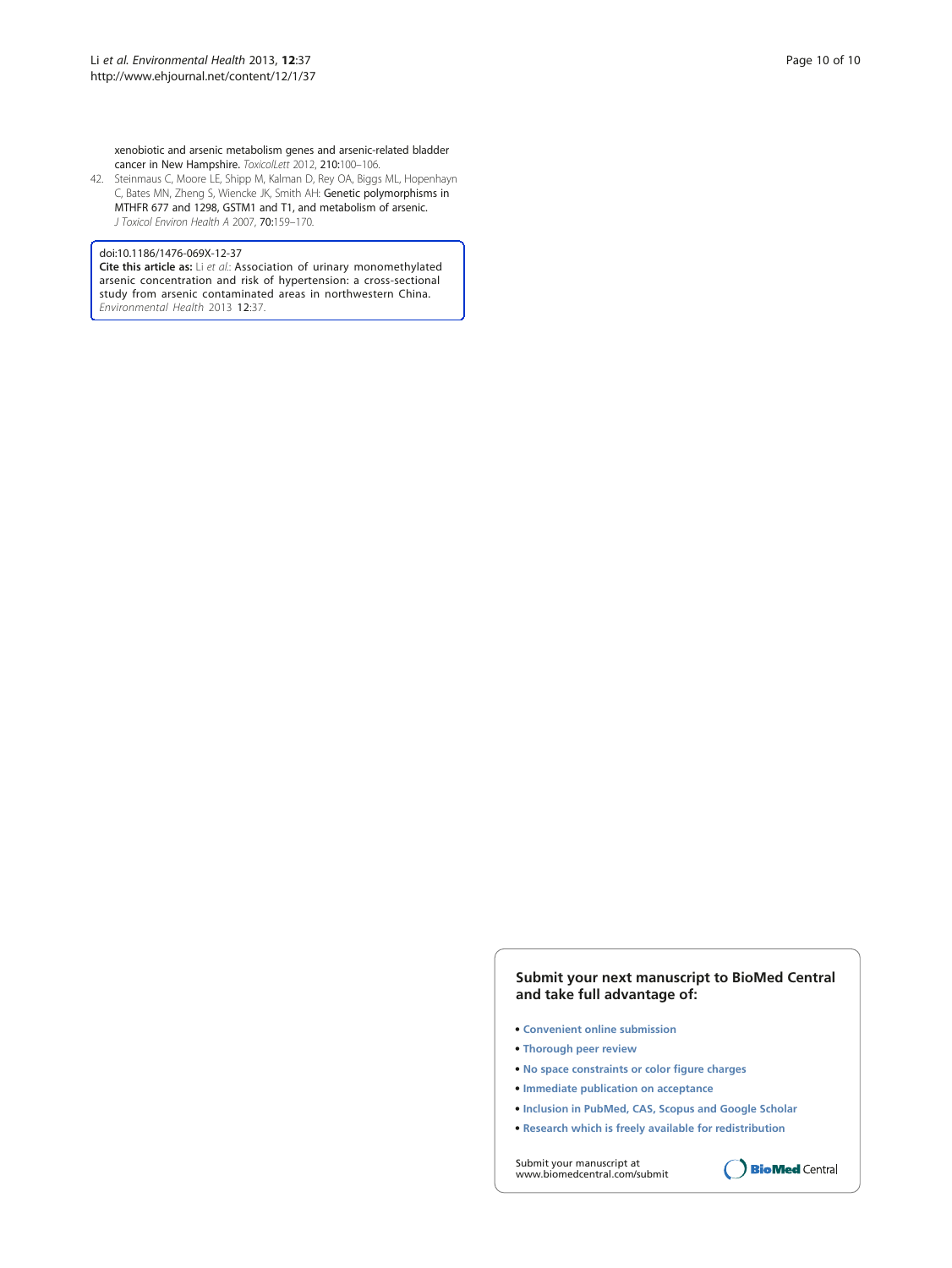xenobiotic and arsenic metabolism genes and arsenic-related bladder cancer in New Hampshire. *ToxicolLett* 2012, **210:**100–106.

42. Steinmaus C, Moore LE, Shipp M, Kalman D, Rey OA, Biggs ML, Hopenhayn C, Bates MN, Zheng S, Wiencke JK, Smith AH: Genetic polymorphisms in MTHFR 677 and 1298, GSTM1 and T1, and metabolism of arsenic. *J Toxicol Environ Health A* 2007, **70:**159–170.

doi:10.1186/1476-069X-12-37
**Cite this article as:** Li *et al.*: Association of urinary monomethylated arsenic concentration and risk of hypertension: a cross-sectional study from arsenic contaminated areas in northwestern China. *Environmental Health* 2013 **12**:37.

**Submit your next manuscript to BioMed Central and take full advantage of:**

- **Convenient online submission**
- **Thorough peer review**
- **No space constraints or color figure charges**
- **Immediate publication on acceptance**
- **Inclusion in PubMed, CAS, Scopus and Google Scholar**
- **Research which is freely available for redistribution**

Submit your manuscript at
www.biomedcentral.com/submit

BioMed Central